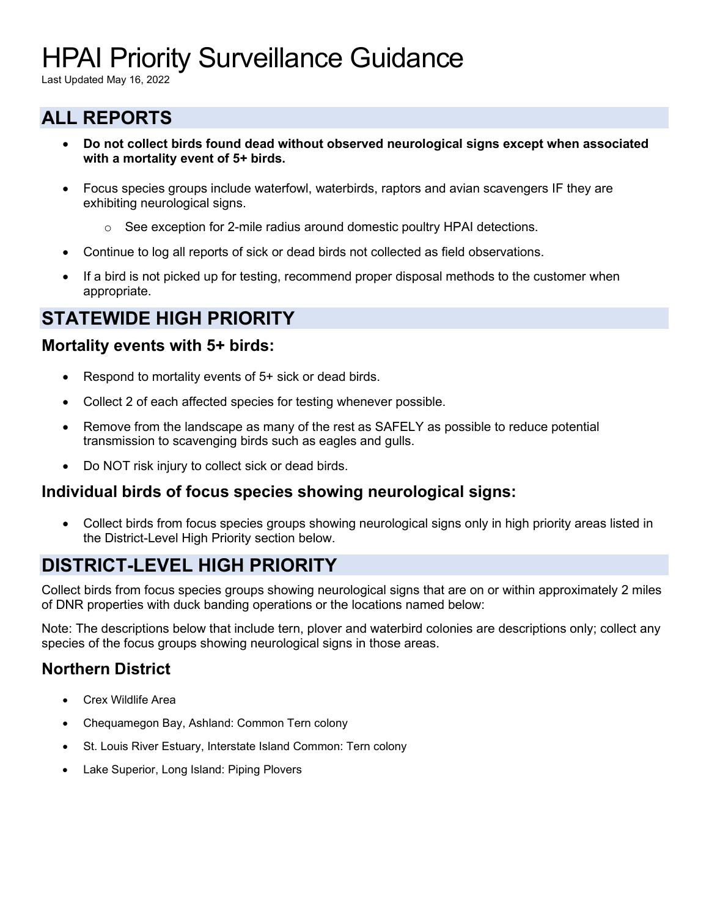# HPAI Priority Surveillance Guidance

Last Updated May 16, 2022

## ALL REPORTS

- **Do not collect birds found dead without observed neurological signs except when associated with a mortality event of 5+ birds.**
- Focus species groups include waterfowl, waterbirds, raptors and avian scavengers IF they are exhibiting neurological signs.
  - See exception for 2-mile radius around domestic poultry HPAI detections.
- Continue to log all reports of sick or dead birds not collected as field observations.
- If a bird is not picked up for testing, recommend proper disposal methods to the customer when appropriate.

## STATEWIDE HIGH PRIORITY

### Mortality events with 5+ birds:

- Respond to mortality events of 5+ sick or dead birds.
- Collect 2 of each affected species for testing whenever possible.
- Remove from the landscape as many of the rest as SAFELY as possible to reduce potential transmission to scavenging birds such as eagles and gulls.
- Do NOT risk injury to collect sick or dead birds.

### Individual birds of focus species showing neurological signs:

- Collect birds from focus species groups showing neurological signs only in high priority areas listed in the District-Level High Priority section below.

## DISTRICT-LEVEL HIGH PRIORITY

Collect birds from focus species groups showing neurological signs that are on or within approximately 2 miles of DNR properties with duck banding operations or the locations named below:

Note: The descriptions below that include tern, plover and waterbird colonies are descriptions only; collect any species of the focus groups showing neurological signs in those areas.

### Northern District

- Crex Wildlife Area
- Chequamegon Bay, Ashland: Common Tern colony
- St. Louis River Estuary, Interstate Island Common: Tern colony
- Lake Superior, Long Island: Piping Plovers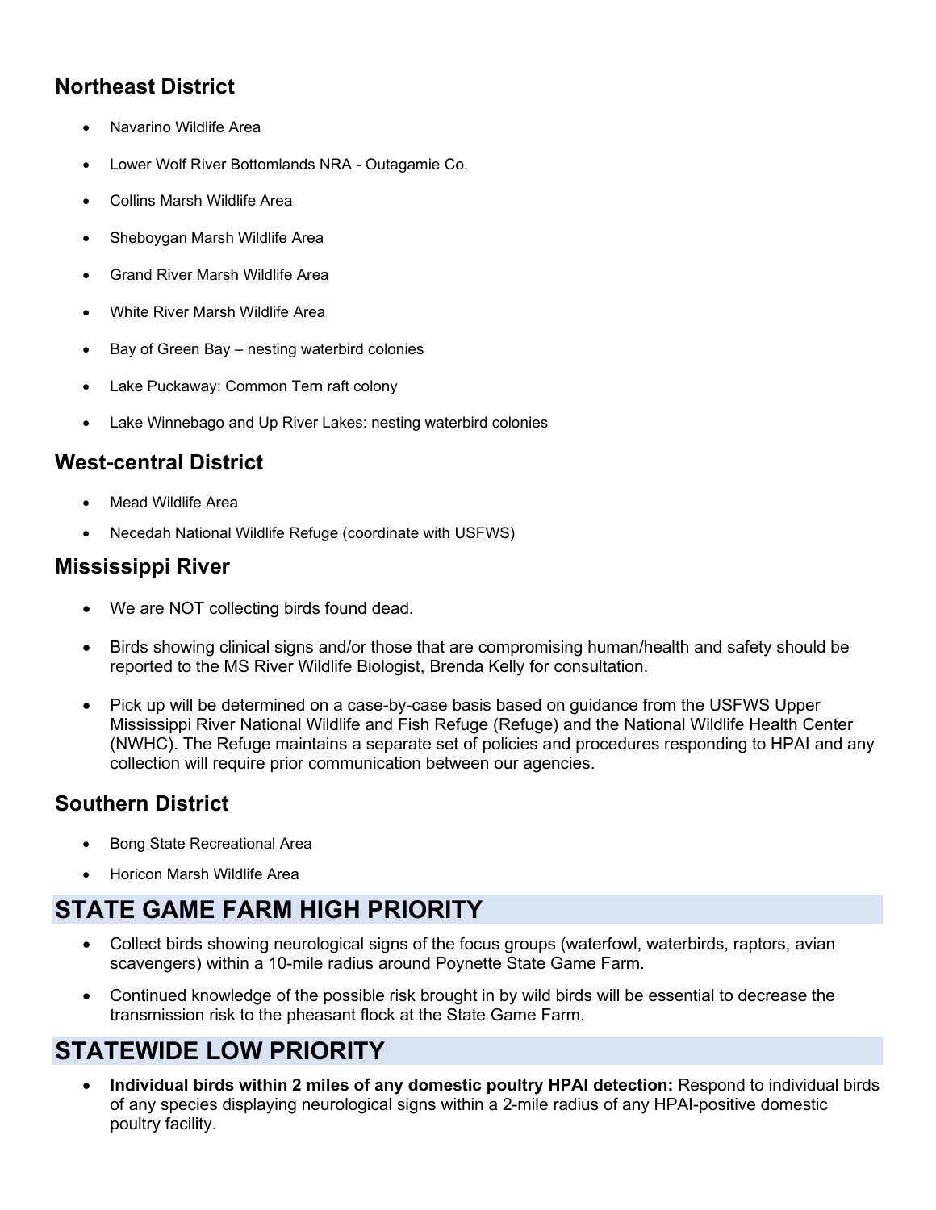### Northeast District

- Navarino Wildlife Area
- Lower Wolf River Bottomlands NRA - Outagamie Co.
- Collins Marsh Wildlife Area
- Sheboygan Marsh Wildlife Area
- Grand River Marsh Wildlife Area
- White River Marsh Wildlife Area
- Bay of Green Bay – nesting waterbird colonies
- Lake Puckaway: Common Tern raft colony
- Lake Winnebago and Up River Lakes: nesting waterbird colonies

### West-central District

- Mead Wildlife Area
- Necedah National Wildlife Refuge (coordinate with USFWS)

### Mississippi River

- We are NOT collecting birds found dead.
- Birds showing clinical signs and/or those that are compromising human/health and safety should be reported to the MS River Wildlife Biologist, Brenda Kelly for consultation.
- Pick up will be determined on a case-by-case basis based on guidance from the USFWS Upper Mississippi River National Wildlife and Fish Refuge (Refuge) and the National Wildlife Health Center (NWHC). The Refuge maintains a separate set of policies and procedures responding to HPAI and any collection will require prior communication between our agencies.

### Southern District

- Bong State Recreational Area
- Horicon Marsh Wildlife Area

## STATE GAME FARM HIGH PRIORITY

- Collect birds showing neurological signs of the focus groups (waterfowl, waterbirds, raptors, avian scavengers) within a 10-mile radius around Poynette State Game Farm.
- Continued knowledge of the possible risk brought in by wild birds will be essential to decrease the transmission risk to the pheasant flock at the State Game Farm.

## STATEWIDE LOW PRIORITY

- **Individual birds within 2 miles of any domestic poultry HPAI detection:** Respond to individual birds of any species displaying neurological signs within a 2-mile radius of any HPAI-positive domestic poultry facility.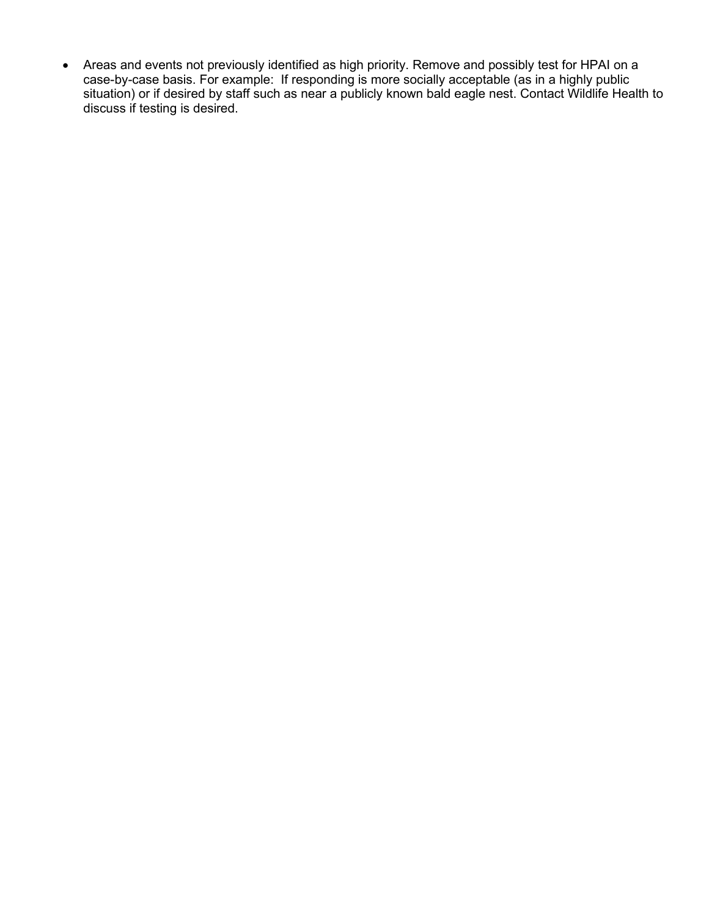- Areas and events not previously identified as high priority. Remove and possibly test for HPAI on a case-by-case basis. For example:  If responding is more socially acceptable (as in a highly public situation) or if desired by staff such as near a publicly known bald eagle nest. Contact Wildlife Health to discuss if testing is desired.